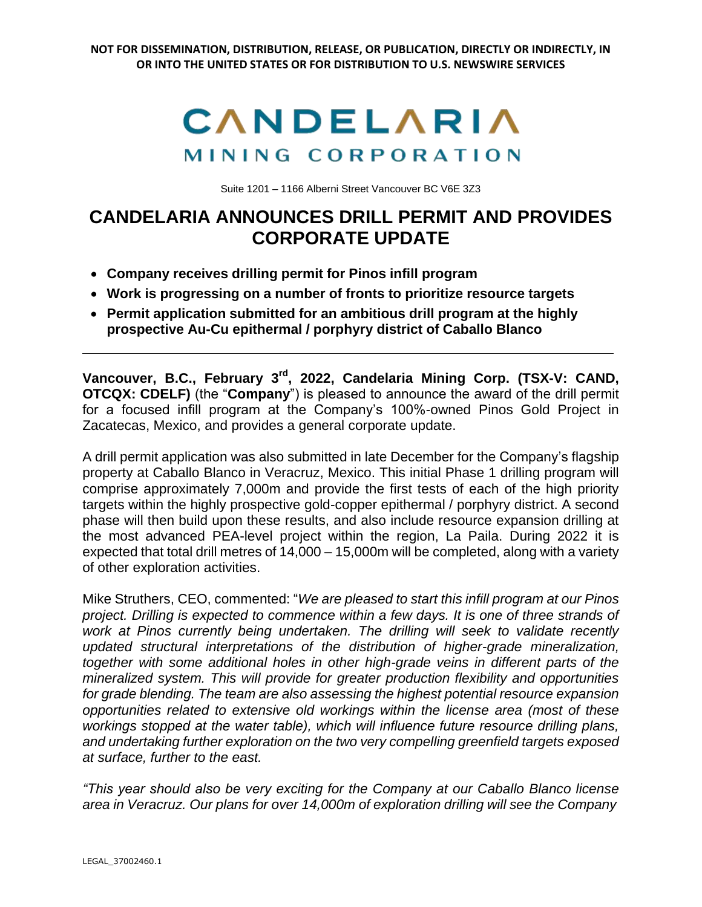**NOT FOR DISSEMINATION, DISTRIBUTION, RELEASE, OR PUBLICATION, DIRECTLY OR INDIRECTLY, IN OR INTO THE UNITED STATES OR FOR DISTRIBUTION TO U.S. NEWSWIRE SERVICES**

CANDELARIA
MINING CORPORATION

Suite 1201 – 1166 Alberni Street Vancouver BC V6E 3Z3

# CANDELARIA ANNOUNCES DRILL PERMIT AND PROVIDES CORPORATE UPDATE

- **Company receives drilling permit for Pinos infill program**
- **Work is progressing on a number of fronts to prioritize resource targets**
- **Permit application submitted for an ambitious drill program at the highly prospective Au-Cu epithermal / porphyry district of Caballo Blanco**

---

**Vancouver, B.C., February 3rd, 2022, Candelaria Mining Corp. (TSX-V: CAND, OTCQX: CDELF)** (the "**Company**") is pleased to announce the award of the drill permit for a focused infill program at the Company's 100%-owned Pinos Gold Project in Zacatecas, Mexico, and provides a general corporate update.

A drill permit application was also submitted in late December for the Company's flagship property at Caballo Blanco in Veracruz, Mexico. This initial Phase 1 drilling program will comprise approximately 7,000m and provide the first tests of each of the high priority targets within the highly prospective gold-copper epithermal / porphyry district. A second phase will then build upon these results, and also include resource expansion drilling at the most advanced PEA-level project within the region, La Paila. During 2022 it is expected that total drill metres of 14,000 – 15,000m will be completed, along with a variety of other exploration activities.

Mike Struthers, CEO, commented: "*We are pleased to start this infill program at our Pinos project. Drilling is expected to commence within a few days. It is one of three strands of work at Pinos currently being undertaken. The drilling will seek to validate recently updated structural interpretations of the distribution of higher-grade mineralization, together with some additional holes in other high-grade veins in different parts of the mineralized system. This will provide for greater production flexibility and opportunities for grade blending. The team are also assessing the highest potential resource expansion opportunities related to extensive old workings within the license area (most of these workings stopped at the water table), which will influence future resource drilling plans, and undertaking further exploration on the two very compelling greenfield targets exposed at surface, further to the east.*

*"This year should also be very exciting for the Company at our Caballo Blanco license area in Veracruz. Our plans for over 14,000m of exploration drilling will see the Company*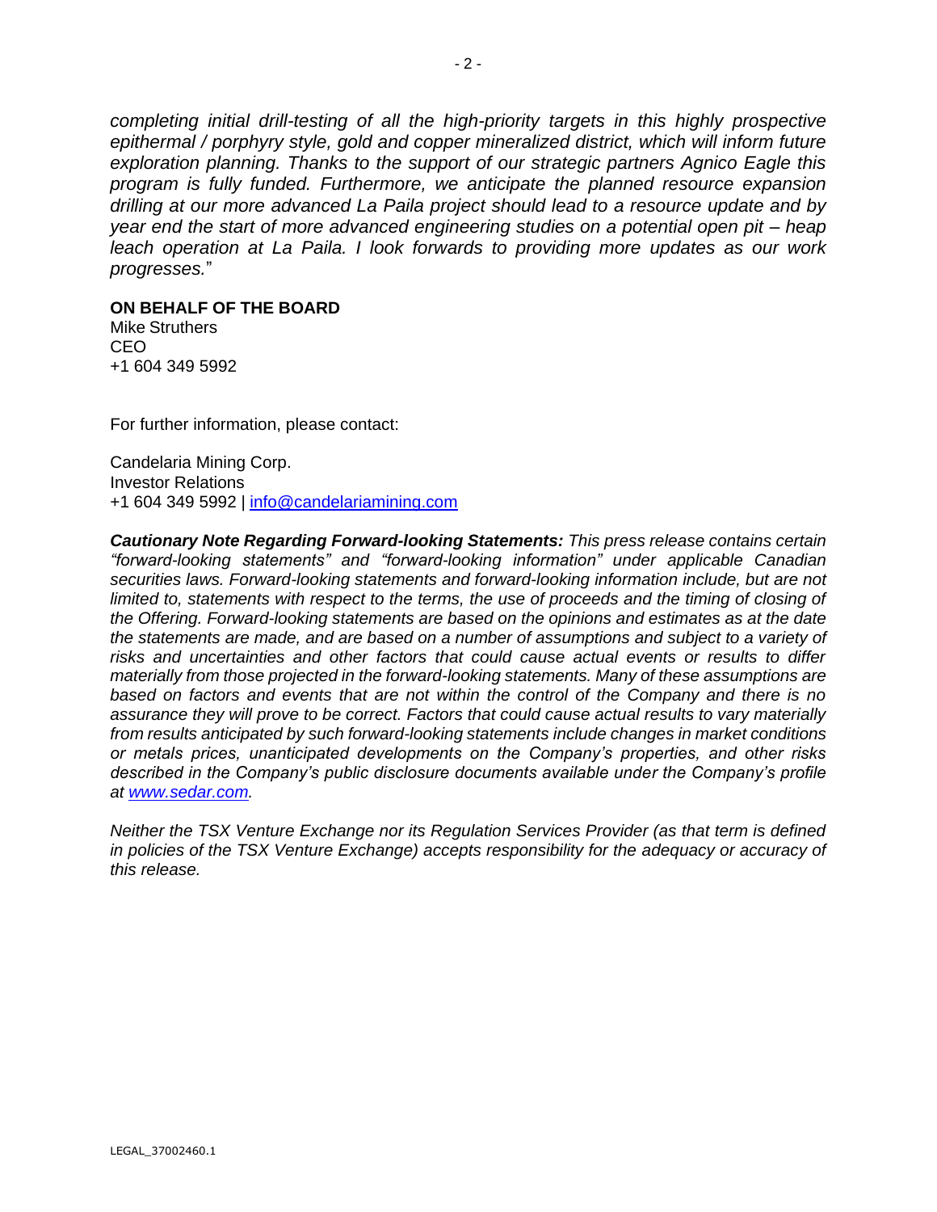*completing initial drill-testing of all the high-priority targets in this highly prospective epithermal / porphyry style, gold and copper mineralized district, which will inform future exploration planning. Thanks to the support of our strategic partners Agnico Eagle this program is fully funded. Furthermore, we anticipate the planned resource expansion drilling at our more advanced La Paila project should lead to a resource update and by year end the start of more advanced engineering studies on a potential open pit – heap leach operation at La Paila. I look forwards to providing more updates as our work progresses.*"

**ON BEHALF OF THE BOARD**
Mike Struthers
CEO
+1 604 349 5992

For further information, please contact:

Candelaria Mining Corp.
Investor Relations
+1 604 349 5992 | info@candelariamining.com

***Cautionary Note Regarding Forward-looking Statements:*** *This press release contains certain "forward-looking statements" and "forward-looking information" under applicable Canadian securities laws. Forward-looking statements and forward-looking information include, but are not limited to, statements with respect to the terms, the use of proceeds and the timing of closing of the Offering. Forward-looking statements are based on the opinions and estimates as at the date the statements are made, and are based on a number of assumptions and subject to a variety of risks and uncertainties and other factors that could cause actual events or results to differ materially from those projected in the forward-looking statements. Many of these assumptions are based on factors and events that are not within the control of the Company and there is no assurance they will prove to be correct. Factors that could cause actual results to vary materially from results anticipated by such forward-looking statements include changes in market conditions or metals prices, unanticipated developments on the Company's properties, and other risks described in the Company's public disclosure documents available under the Company's profile at www.sedar.com.*

*Neither the TSX Venture Exchange nor its Regulation Services Provider (as that term is defined in policies of the TSX Venture Exchange) accepts responsibility for the adequacy or accuracy of this release.*